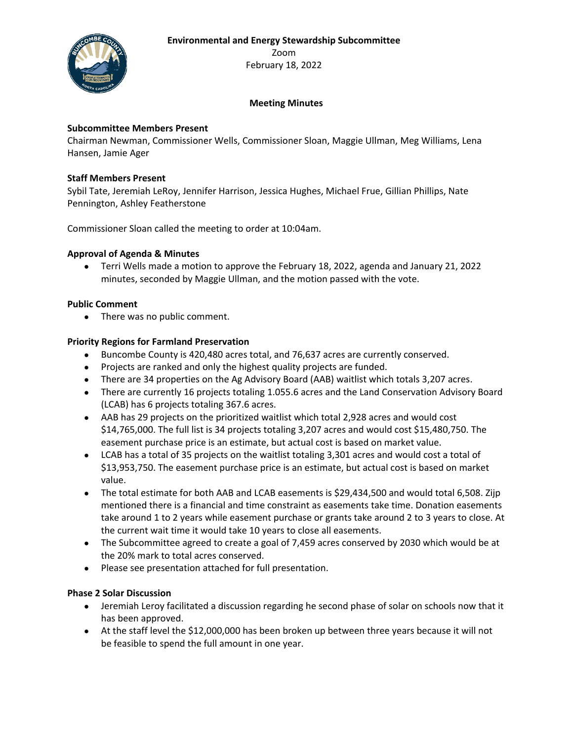**Environmental and Energy Stewardship Subcommittee**
Zoom
February 18, 2022

**Meeting Minutes**

**Subcommittee Members Present**
Chairman Newman, Commissioner Wells, Commissioner Sloan, Maggie Ullman, Meg Williams, Lena Hansen, Jamie Ager

**Staff Members Present**
Sybil Tate, Jeremiah LeRoy, Jennifer Harrison, Jessica Hughes, Michael Frue, Gillian Phillips, Nate Pennington, Ashley Featherstone

Commissioner Sloan called the meeting to order at 10:04am.

**Approval of Agenda & Minutes**

- Terri Wells made a motion to approve the February 18, 2022, agenda and January 21, 2022 minutes, seconded by Maggie Ullman, and the motion passed with the vote.

**Public Comment**

- There was no public comment.

**Priority Regions for Farmland Preservation**

- Buncombe County is 420,480 acres total, and 76,637 acres are currently conserved.
- Projects are ranked and only the highest quality projects are funded.
- There are 34 properties on the Ag Advisory Board (AAB) waitlist which totals 3,207 acres.
- There are currently 16 projects totaling 1.055.6 acres and the Land Conservation Advisory Board (LCAB) has 6 projects totaling 367.6 acres.
- AAB has 29 projects on the prioritized waitlist which total 2,928 acres and would cost $14,765,000. The full list is 34 projects totaling 3,207 acres and would cost $15,480,750. The easement purchase price is an estimate, but actual cost is based on market value.
- LCAB has a total of 35 projects on the waitlist totaling 3,301 acres and would cost a total of $13,953,750. The easement purchase price is an estimate, but actual cost is based on market value.
- The total estimate for both AAB and LCAB easements is $29,434,500 and would total 6,508. Zijp mentioned there is a financial and time constraint as easements take time. Donation easements take around 1 to 2 years while easement purchase or grants take around 2 to 3 years to close. At the current wait time it would take 10 years to close all easements.
- The Subcommittee agreed to create a goal of 7,459 acres conserved by 2030 which would be at the 20% mark to total acres conserved.
- Please see presentation attached for full presentation.

**Phase 2 Solar Discussion**

- Jeremiah Leroy facilitated a discussion regarding he second phase of solar on schools now that it has been approved.
- At the staff level the $12,000,000 has been broken up between three years because it will not be feasible to spend the full amount in one year.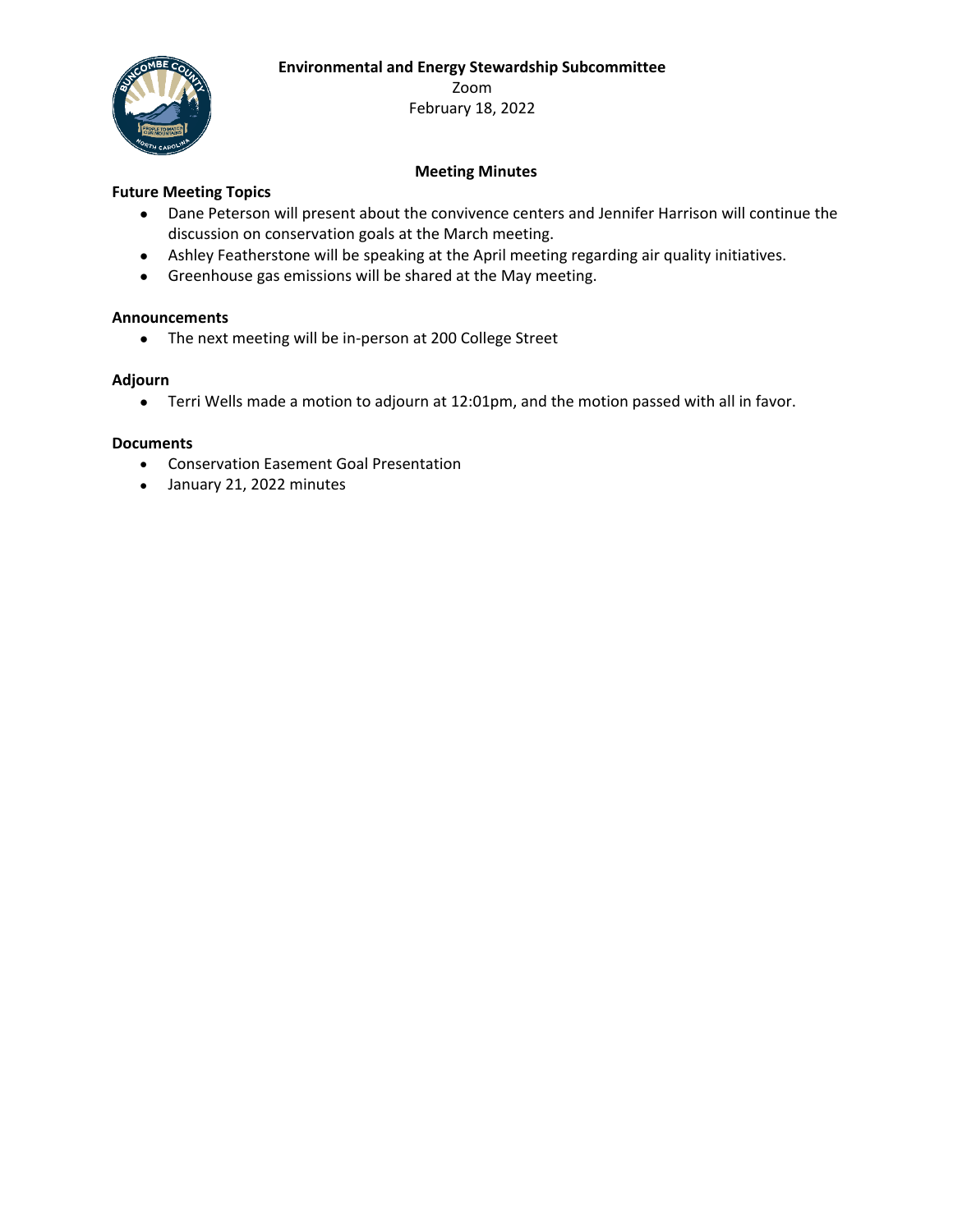**Environmental and Energy Stewardship Subcommittee**
Zoom
February 18, 2022

**Meeting Minutes**

**Future Meeting Topics**

- Dane Peterson will present about the convivence centers and Jennifer Harrison will continue the discussion on conservation goals at the March meeting.
- Ashley Featherstone will be speaking at the April meeting regarding air quality initiatives.
- Greenhouse gas emissions will be shared at the May meeting.

**Announcements**

- The next meeting will be in-person at 200 College Street

**Adjourn**

- Terri Wells made a motion to adjourn at 12:01pm, and the motion passed with all in favor.

**Documents**

- Conservation Easement Goal Presentation
- January 21, 2022 minutes